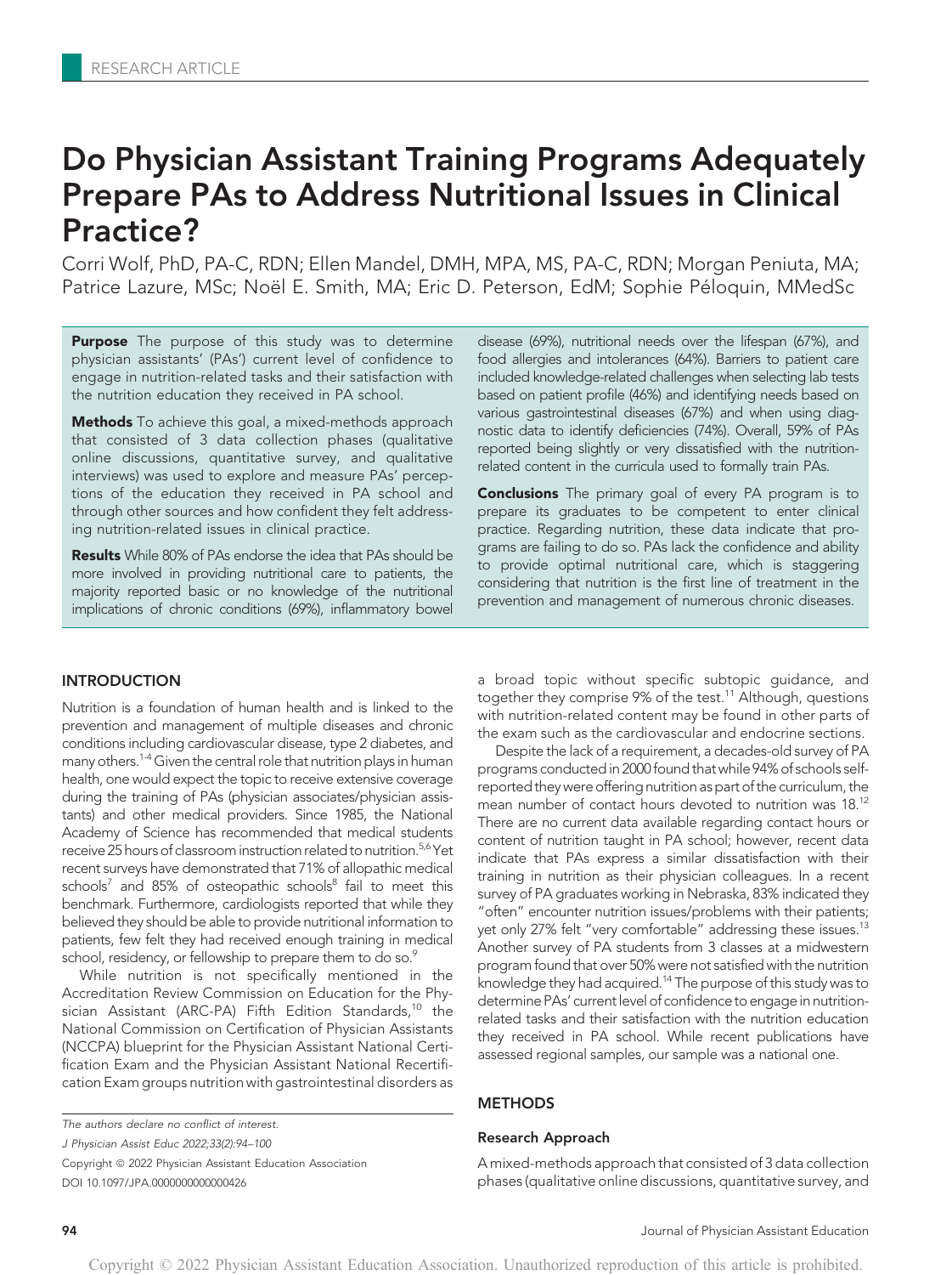RESEARCH ARTICLE

# Do Physician Assistant Training Programs Adequately Prepare PAs to Address Nutritional Issues in Clinical Practice?

Corri Wolf, PhD, PA-C, RDN; Ellen Mandel, DMH, MPA, MS, PA-C, RDN; Morgan Peniuta, MA; Patrice Lazure, MSc; Noël E. Smith, MA; Eric D. Peterson, EdM; Sophie Péloquin, MMedSc

**Purpose** The purpose of this study was to determine physician assistants' (PAs') current level of confidence to engage in nutrition-related tasks and their satisfaction with the nutrition education they received in PA school.

**Methods** To achieve this goal, a mixed-methods approach that consisted of 3 data collection phases (qualitative online discussions, quantitative survey, and qualitative interviews) was used to explore and measure PAs' perceptions of the education they received in PA school and through other sources and how confident they felt addressing nutrition-related issues in clinical practice.

**Results** While 80% of PAs endorse the idea that PAs should be more involved in providing nutritional care to patients, the majority reported basic or no knowledge of the nutritional implications of chronic conditions (69%), inflammatory bowel disease (69%), nutritional needs over the lifespan (67%), and food allergies and intolerances (64%). Barriers to patient care included knowledge-related challenges when selecting lab tests based on patient profile (46%) and identifying needs based on various gastrointestinal diseases (67%) and when using diagnostic data to identify deficiencies (74%). Overall, 59% of PAs reported being slightly or very dissatisfied with the nutrition-related content in the curricula used to formally train PAs.

**Conclusions** The primary goal of every PA program is to prepare its graduates to be competent to enter clinical practice. Regarding nutrition, these data indicate that programs are failing to do so. PAs lack the confidence and ability to provide optimal nutritional care, which is staggering considering that nutrition is the first line of treatment in the prevention and management of numerous chronic diseases.

## INTRODUCTION

Nutrition is a foundation of human health and is linked to the prevention and management of multiple diseases and chronic conditions including cardiovascular disease, type 2 diabetes, and many others.[1-4] Given the central role that nutrition plays in human health, one would expect the topic to receive extensive coverage during the training of PAs (physician associates/physician assistants) and other medical providers. Since 1985, the National Academy of Science has recommended that medical students receive 25 hours of classroom instruction related to nutrition.[5,6] Yet recent surveys have demonstrated that 71% of allopathic medical schools[7] and 85% of osteopathic schools[8] fail to meet this benchmark. Furthermore, cardiologists reported that while they believed they should be able to provide nutritional information to patients, few felt they had received enough training in medical school, residency, or fellowship to prepare them to do so.[9]

While nutrition is not specifically mentioned in the Accreditation Review Commission on Education for the Physician Assistant (ARC-PA) Fifth Edition Standards,[10] the National Commission on Certification of Physician Assistants (NCCPA) blueprint for the Physician Assistant National Certification Exam and the Physician Assistant National Recertification Exam groups nutrition with gastrointestinal disorders as a broad topic without specific subtopic guidance, and together they comprise 9% of the test.[11] Although, questions with nutrition-related content may be found in other parts of the exam such as the cardiovascular and endocrine sections.

Despite the lack of a requirement, a decades-old survey of PA programs conducted in 2000 found that while 94% of schools self-reported they were offering nutrition as part of the curriculum, the mean number of contact hours devoted to nutrition was 18.[12] There are no current data available regarding contact hours or content of nutrition taught in PA school; however, recent data indicate that PAs express a similar dissatisfaction with their training in nutrition as their physician colleagues. In a recent survey of PA graduates working in Nebraska, 83% indicated they "often" encounter nutrition issues/problems with their patients; yet only 27% felt "very comfortable" addressing these issues.[13] Another survey of PA students from 3 classes at a midwestern program found that over 50% were not satisfied with the nutrition knowledge they had acquired.[14] The purpose of this study was to determine PAs' current level of confidence to engage in nutrition-related tasks and their satisfaction with the nutrition education they received in PA school. While recent publications have assessed regional samples, our sample was a national one.

## METHODS

### Research Approach

A mixed-methods approach that consisted of 3 data collection phases (qualitative online discussions, quantitative survey, and

*The authors declare no conflict of interest.*

*J Physician Assist Educ 2022;33(2):94–100*

Copyright © 2022 Physician Assistant Education Association

DOI 10.1097/JPA.0000000000000426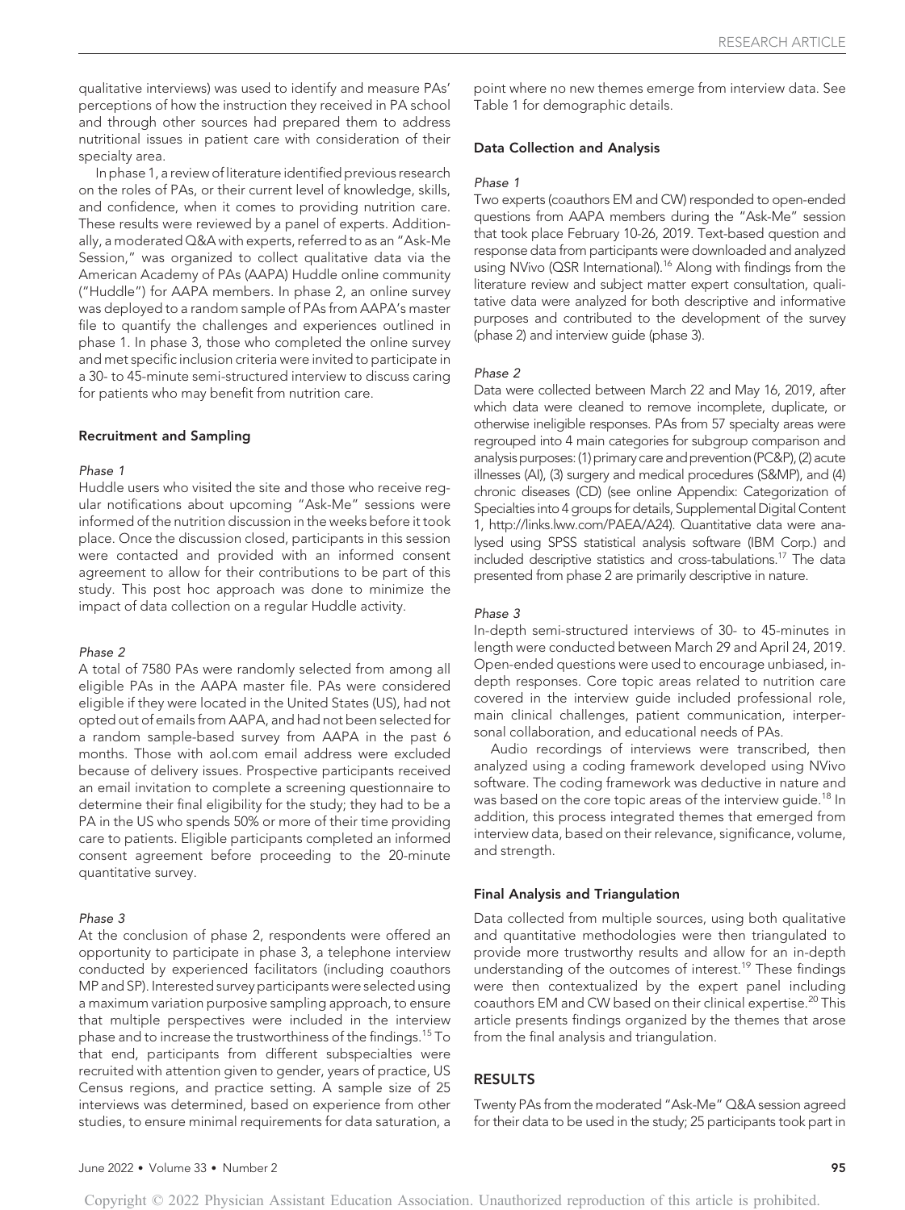qualitative interviews) was used to identify and measure PAs' perceptions of how the instruction they received in PA school and through other sources had prepared them to address nutritional issues in patient care with consideration of their specialty area.

In phase 1, a review of literature identified previous research on the roles of PAs, or their current level of knowledge, skills, and confidence, when it comes to providing nutrition care. These results were reviewed by a panel of experts. Additionally, a moderated Q&A with experts, referred to as an "Ask-Me Session," was organized to collect qualitative data via the American Academy of PAs (AAPA) Huddle online community ("Huddle") for AAPA members. In phase 2, an online survey was deployed to a random sample of PAs from AAPA's master file to quantify the challenges and experiences outlined in phase 1. In phase 3, those who completed the online survey and met specific inclusion criteria were invited to participate in a 30- to 45-minute semi-structured interview to discuss caring for patients who may benefit from nutrition care.

### Recruitment and Sampling

*Phase 1*

Huddle users who visited the site and those who receive regular notifications about upcoming "Ask-Me" sessions were informed of the nutrition discussion in the weeks before it took place. Once the discussion closed, participants in this session were contacted and provided with an informed consent agreement to allow for their contributions to be part of this study. This post hoc approach was done to minimize the impact of data collection on a regular Huddle activity.

*Phase 2*

A total of 7580 PAs were randomly selected from among all eligible PAs in the AAPA master file. PAs were considered eligible if they were located in the United States (US), had not opted out of emails from AAPA, and had not been selected for a random sample-based survey from AAPA in the past 6 months. Those with aol.com email address were excluded because of delivery issues. Prospective participants received an email invitation to complete a screening questionnaire to determine their final eligibility for the study; they had to be a PA in the US who spends 50% or more of their time providing care to patients. Eligible participants completed an informed consent agreement before proceeding to the 20-minute quantitative survey.

*Phase 3*

At the conclusion of phase 2, respondents were offered an opportunity to participate in phase 3, a telephone interview conducted by experienced facilitators (including coauthors MP and SP). Interested survey participants were selected using a maximum variation purposive sampling approach, to ensure that multiple perspectives were included in the interview phase and to increase the trustworthiness of the findings.[15] To that end, participants from different subspecialties were recruited with attention given to gender, years of practice, US Census regions, and practice setting. A sample size of 25 interviews was determined, based on experience from other studies, to ensure minimal requirements for data saturation, a point where no new themes emerge from interview data. See Table 1 for demographic details.

### Data Collection and Analysis

*Phase 1*

Two experts (coauthors EM and CW) responded to open-ended questions from AAPA members during the "Ask-Me" session that took place February 10-26, 2019. Text-based question and response data from participants were downloaded and analyzed using NVivo (QSR International).[16] Along with findings from the literature review and subject matter expert consultation, qualitative data were analyzed for both descriptive and informative purposes and contributed to the development of the survey (phase 2) and interview guide (phase 3).

*Phase 2*

Data were collected between March 22 and May 16, 2019, after which data were cleaned to remove incomplete, duplicate, or otherwise ineligible responses. PAs from 57 specialty areas were regrouped into 4 main categories for subgroup comparison and analysis purposes: (1) primary care and prevention (PC&P), (2) acute illnesses (AI), (3) surgery and medical procedures (S&MP), and (4) chronic diseases (CD) (see online Appendix: Categorization of Specialties into 4 groups for details, Supplemental Digital Content 1, http://links.lww.com/PAEA/A24). Quantitative data were analysed using SPSS statistical analysis software (IBM Corp.) and included descriptive statistics and cross-tabulations.[17] The data presented from phase 2 are primarily descriptive in nature.

*Phase 3*

In-depth semi-structured interviews of 30- to 45-minutes in length were conducted between March 29 and April 24, 2019. Open-ended questions were used to encourage unbiased, in-depth responses. Core topic areas related to nutrition care covered in the interview guide included professional role, main clinical challenges, patient communication, interpersonal collaboration, and educational needs of PAs.

Audio recordings of interviews were transcribed, then analyzed using a coding framework developed using NVivo software. The coding framework was deductive in nature and was based on the core topic areas of the interview guide.[18] In addition, this process integrated themes that emerged from interview data, based on their relevance, significance, volume, and strength.

### Final Analysis and Triangulation

Data collected from multiple sources, using both qualitative and quantitative methodologies were then triangulated to provide more trustworthy results and allow for an in-depth understanding of the outcomes of interest.[19] These findings were then contextualized by the expert panel including coauthors EM and CW based on their clinical expertise.[20] This article presents findings organized by the themes that arose from the final analysis and triangulation.

## RESULTS

Twenty PAs from the moderated "Ask-Me" Q&A session agreed for their data to be used in the study; 25 participants took part in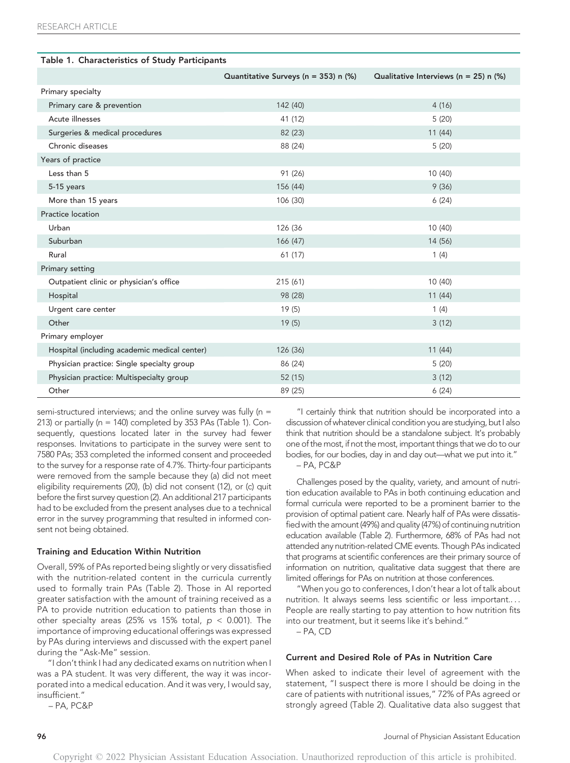**Table 1. Characteristics of Study Participants**

| | Quantitative Surveys (n = 353) n (%) | Qualitative Interviews (n = 25) n (%) |
|---|---|---|
| Primary specialty | | |
| Primary care & prevention | 142 (40) | 4 (16) |
| Acute illnesses | 41 (12) | 5 (20) |
| Surgeries & medical procedures | 82 (23) | 11 (44) |
| Chronic diseases | 88 (24) | 5 (20) |
| Years of practice | | |
| Less than 5 | 91 (26) | 10 (40) |
| 5-15 years | 156 (44) | 9 (36) |
| More than 15 years | 106 (30) | 6 (24) |
| Practice location | | |
| Urban | 126 (36 | 10 (40) |
| Suburban | 166 (47) | 14 (56) |
| Rural | 61 (17) | 1 (4) |
| Primary setting | | |
| Outpatient clinic or physician's office | 215 (61) | 10 (40) |
| Hospital | 98 (28) | 11 (44) |
| Urgent care center | 19 (5) | 1 (4) |
| Other | 19 (5) | 3 (12) |
| Primary employer | | |
| Hospital (including academic medical center) | 126 (36) | 11 (44) |
| Physician practice: Single specialty group | 86 (24) | 5 (20) |
| Physician practice: Multispecialty group | 52 (15) | 3 (12) |
| Other | 89 (25) | 6 (24) |

semi-structured interviews; and the online survey was fully (n = 213) or partially (n = 140) completed by 353 PAs (Table 1). Consequently, questions located later in the survey had fewer responses. Invitations to participate in the survey were sent to 7580 PAs; 353 completed the informed consent and proceeded to the survey for a response rate of 4.7%. Thirty-four participants were removed from the sample because they (a) did not meet eligibility requirements (20), (b) did not consent (12), or (c) quit before the first survey question (2). An additional 217 participants had to be excluded from the present analyses due to a technical error in the survey programming that resulted in informed consent not being obtained.

### Training and Education Within Nutrition

Overall, 59% of PAs reported being slightly or very dissatisfied with the nutrition-related content in the curricula currently used to formally train PAs (Table 2). Those in AI reported greater satisfaction with the amount of training received as a PA to provide nutrition education to patients than those in other specialty areas (25% vs 15% total, $p < 0.001$). The importance of improving educational offerings was expressed by PAs during interviews and discussed with the expert panel during the "Ask-Me" session.

"I don't think I had any dedicated exams on nutrition when I was a PA student. It was very different, the way it was incorporated into a medical education. And it was very, I would say, insufficient."
– PA, PC&P

"I certainly think that nutrition should be incorporated into a discussion of whatever clinical condition you are studying, but I also think that nutrition should be a standalone subject. It's probably one of the most, if not the most, important things that we do to our bodies, for our bodies, day in and day out—what we put into it."
– PA, PC&P

Challenges posed by the quality, variety, and amount of nutrition education available to PAs in both continuing education and formal curricula were reported to be a prominent barrier to the provision of optimal patient care. Nearly half of PAs were dissatisfied with the amount (49%) and quality (47%) of continuing nutrition education available (Table 2). Furthermore, 68% of PAs had not attended any nutrition-related CME events. Though PAs indicated that programs at scientific conferences are their primary source of information on nutrition, qualitative data suggest that there are limited offerings for PAs on nutrition at those conferences.

"When you go to conferences, I don't hear a lot of talk about nutrition. It always seems less scientific or less important.... People are really starting to pay attention to how nutrition fits into our treatment, but it seems like it's behind."
– PA, CD

### Current and Desired Role of PAs in Nutrition Care

When asked to indicate their level of agreement with the statement, "I suspect there is more I should be doing in the care of patients with nutritional issues," 72% of PAs agreed or strongly agreed (Table 2). Qualitative data also suggest that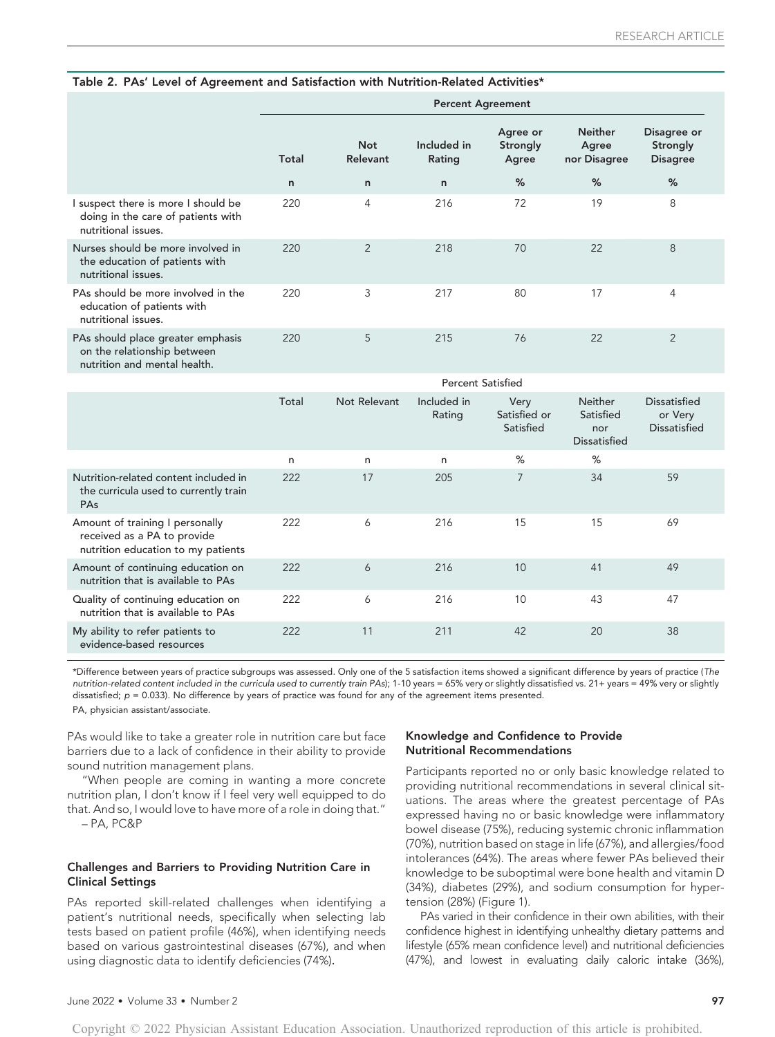**Table 2. PAs' Level of Agreement and Satisfaction with Nutrition-Related Activities***

| | Percent Agreement | | | | | |
|---|---|---|---|---|---|---|
| | Total | Not Relevant | Included in Rating | Agree or Strongly Agree | Neither Agree nor Disagree | Disagree or Strongly Disagree |
| | n | n | n | % | % | % |
| I suspect there is more I should be doing in the care of patients with nutritional issues. | 220 | 4 | 216 | 72 | 19 | 8 |
| Nurses should be more involved in the education of patients with nutritional issues. | 220 | 2 | 218 | 70 | 22 | 8 |
| PAs should be more involved in the education of patients with nutritional issues. | 220 | 3 | 217 | 80 | 17 | 4 |
| PAs should place greater emphasis on the relationship between nutrition and mental health. | 220 | 5 | 215 | 76 | 22 | 2 |
| | Percent Satisfied | | | | | |
| | Total | Not Relevant | Included in Rating | Very Satisfied or Satisfied | Neither Satisfied nor Dissatisfied | Dissatisfied or Very Dissatisfied |
| | n | n | n | % | % | |
| Nutrition-related content included in the curricula used to currently train PAs | 222 | 17 | 205 | 7 | 34 | 59 |
| Amount of training I personally received as a PA to provide nutrition education to my patients | 222 | 6 | 216 | 15 | 15 | 69 |
| Amount of continuing education on nutrition that is available to PAs | 222 | 6 | 216 | 10 | 41 | 49 |
| Quality of continuing education on nutrition that is available to PAs | 222 | 6 | 216 | 10 | 43 | 47 |
| My ability to refer patients to evidence-based resources | 222 | 11 | 211 | 42 | 20 | 38 |

*Difference between years of practice subgroups was assessed. Only one of the 5 satisfaction items showed a significant difference by years of practice (*The nutrition-related content included in the curricula used to currently train PAs*); 1-10 years = 65% very or slightly dissatisfied vs. 21+ years = 49% very or slightly dissatisfied; $p = 0.033$). No difference by years of practice was found for any of the agreement items presented.

PA, physician assistant/associate.

PAs would like to take a greater role in nutrition care but face barriers due to a lack of confidence in their ability to provide sound nutrition management plans.

"When people are coming in wanting a more concrete nutrition plan, I don't know if I feel very well equipped to do that. And so, I would love to have more of a role in doing that." – PA, PC&P

### Challenges and Barriers to Providing Nutrition Care in Clinical Settings

PAs reported skill-related challenges when identifying a patient's nutritional needs, specifically when selecting lab tests based on patient profile (46%), when identifying needs based on various gastrointestinal diseases (67%), and when using diagnostic data to identify deficiencies (74%).

### Knowledge and Confidence to Provide Nutritional Recommendations

Participants reported no or only basic knowledge related to providing nutritional recommendations in several clinical situations. The areas where the greatest percentage of PAs expressed having no or basic knowledge were inflammatory bowel disease (75%), reducing systemic chronic inflammation (70%), nutrition based on stage in life (67%), and allergies/food intolerances (64%). The areas where fewer PAs believed their knowledge to be suboptimal were bone health and vitamin D (34%), diabetes (29%), and sodium consumption for hypertension (28%) (Figure 1).

PAs varied in their confidence in their own abilities, with their confidence highest in identifying unhealthy dietary patterns and lifestyle (65% mean confidence level) and nutritional deficiencies (47%), and lowest in evaluating daily caloric intake (36%),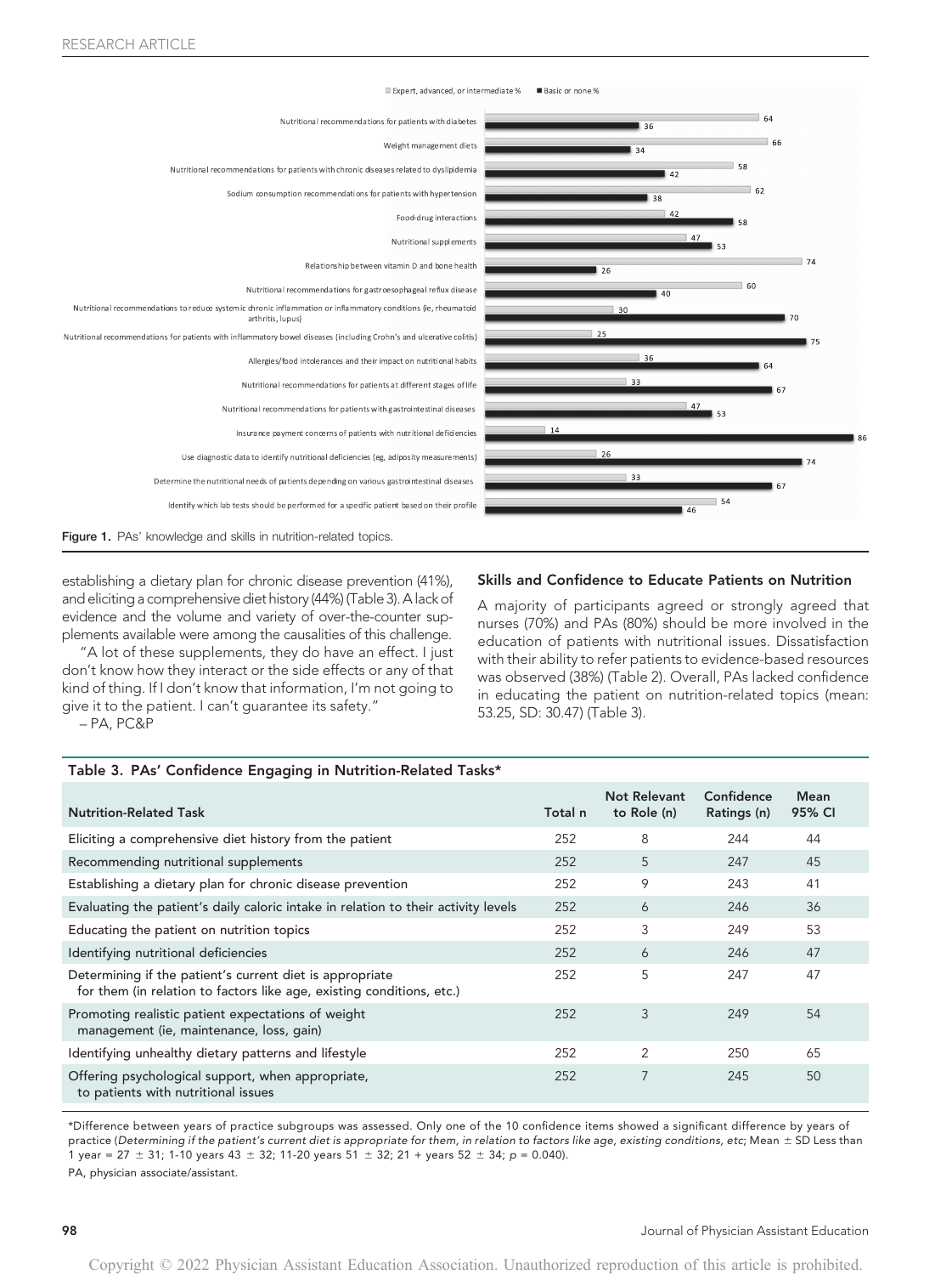| Topic | Expert, advanced, or intermediate % | Basic or none % |
|---|---|---|
| Nutritional recommendations for patients with diabetes | 64 | 36 |
| Weight management diets | 66 | 34 |
| Nutritional recommendations for patients with chronic diseases related to dyslipidemia | 58 | 42 |
| Sodium consumption recommendations for patients with hypertension | 62 | 38 |
| Food-drug interactions | 42 | 58 |
| Nutritional supplements | 47 | 53 |
| Relationship between vitamin D and bone health | 74 | 26 |
| Nutritional recommendations for gastroesophageal reflux disease | 60 | 40 |
| Nutritional recommendations to reduce systemic chronic inflammation or inflammatory conditions (ie, rheumatoid arthritis, lupus) | 30 | 70 |
| Nutritional recommendations for patients with inflammatory bowel diseases (including Crohn's and ulcerative colitis) | 25 | 75 |
| Allergies/food intolerances and their impact on nutritional habits | 36 | 64 |
| Nutritional recommendations for patients at different stages of life | 33 | 67 |
| Nutritional recommendations for patients with gastrointestinal diseases | 47 | 53 |
| Insurance payment concerns of patients with nutritional deficiencies | 14 | 86 |
| Use diagnostic data to identify nutritional deficiencies (eg, adiposity measurements) | 26 | 74 |
| Determine the nutritional needs of patients depending on various gastrointestinal diseases | 33 | 67 |
| Identify which lab tests should be performed for a specific patient based on their profile | 54 | 46 |

**Figure 1.** PAs' knowledge and skills in nutrition-related topics.

establishing a dietary plan for chronic disease prevention (41%), and eliciting a comprehensive diet history (44%) (Table 3). A lack of evidence and the volume and variety of over-the-counter supplements available were among the causalities of this challenge.

"A lot of these supplements, they do have an effect. I just don't know how they interact or the side effects or any of that kind of thing. If I don't know that information, I'm not going to give it to the patient. I can't guarantee its safety."
– PA, PC&P

### Skills and Confidence to Educate Patients on Nutrition

A majority of participants agreed or strongly agreed that nurses (70%) and PAs (80%) should be more involved in the education of patients with nutritional issues. Dissatisfaction with their ability to refer patients to evidence-based resources was observed (38%) (Table 2). Overall, PAs lacked confidence in educating the patient on nutrition-related topics (mean: 53.25, SD: 30.47) (Table 3).

**Table 3. PAs' Confidence Engaging in Nutrition-Related Tasks***

| Nutrition-Related Task | Total n | Not Relevant to Role (n) | Confidence Ratings (n) | Mean 95% CI |
|---|---|---|---|---|
| Eliciting a comprehensive diet history from the patient | 252 | 8 | 244 | 44 |
| Recommending nutritional supplements | 252 | 5 | 247 | 45 |
| Establishing a dietary plan for chronic disease prevention | 252 | 9 | 243 | 41 |
| Evaluating the patient's daily caloric intake in relation to their activity levels | 252 | 6 | 246 | 36 |
| Educating the patient on nutrition topics | 252 | 3 | 249 | 53 |
| Identifying nutritional deficiencies | 252 | 6 | 246 | 47 |
| Determining if the patient's current diet is appropriate for them (in relation to factors like age, existing conditions, etc.) | 252 | 5 | 247 | 47 |
| Promoting realistic patient expectations of weight management (ie, maintenance, loss, gain) | 252 | 3 | 249 | 54 |
| Identifying unhealthy dietary patterns and lifestyle | 252 | 2 | 250 | 65 |
| Offering psychological support, when appropriate, to patients with nutritional issues | 252 | 7 | 245 | 50 |

*Difference between years of practice subgroups was assessed. Only one of the 10 confidence items showed a significant difference by years of practice (*Determining if the patient's current diet is appropriate for them, in relation to factors like age, existing conditions, etc*; Mean ± SD Less than 1 year = 27 ± 31; 1-10 years 43 ± 32; 11-20 years 51 ± 32; 21 + years 52 ± 34; $p = 0.040$).

PA, physician associate/assistant.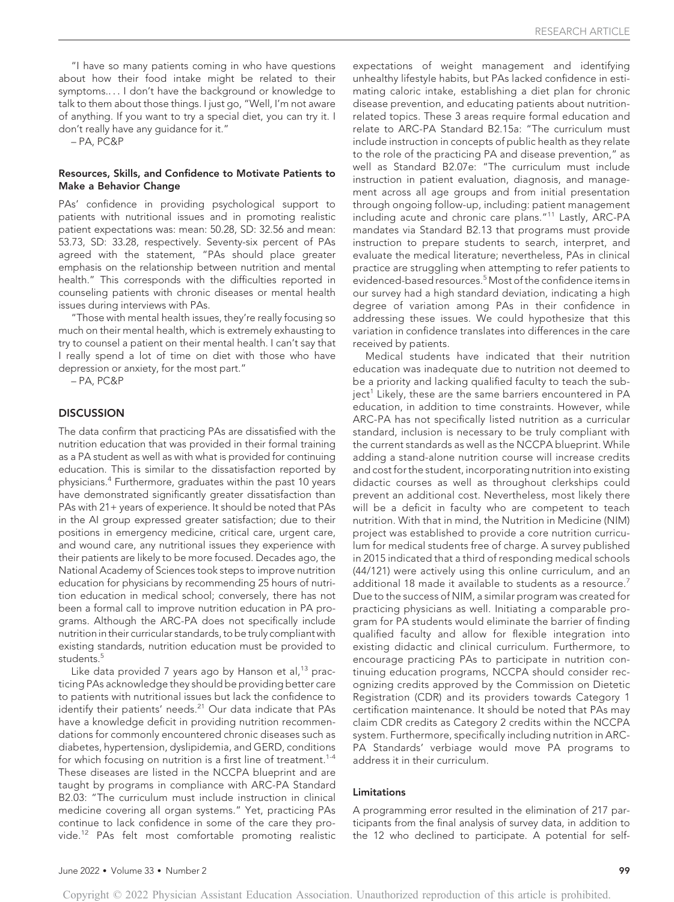"I have so many patients coming in who have questions about how their food intake might be related to their symptoms.... I don't have the background or knowledge to talk to them about those things. I just go, "Well, I'm not aware of anything. If you want to try a special diet, you can try it. I don't really have any guidance for it."

– PA, PC&P

#### Resources, Skills, and Confidence to Motivate Patients to Make a Behavior Change

PAs' confidence in providing psychological support to patients with nutritional issues and in promoting realistic patient expectations was: mean: 50.28, SD: 32.56 and mean: 53.73, SD: 33.28, respectively. Seventy-six percent of PAs agreed with the statement, "PAs should place greater emphasis on the relationship between nutrition and mental health." This corresponds with the difficulties reported in counseling patients with chronic diseases or mental health issues during interviews with PAs.

"Those with mental health issues, they're really focusing so much on their mental health, which is extremely exhausting to try to counsel a patient on their mental health. I can't say that I really spend a lot of time on diet with those who have depression or anxiety, for the most part."

– PA, PC&P

## DISCUSSION

The data confirm that practicing PAs are dissatisfied with the nutrition education that was provided in their formal training as a PA student as well as with what is provided for continuing education. This is similar to the dissatisfaction reported by physicians.[4] Furthermore, graduates within the past 10 years have demonstrated significantly greater dissatisfaction than PAs with 21+ years of experience. It should be noted that PAs in the AI group expressed greater satisfaction; due to their positions in emergency medicine, critical care, urgent care, and wound care, any nutritional issues they experience with their patients are likely to be more focused. Decades ago, the National Academy of Sciences took steps to improve nutrition education for physicians by recommending 25 hours of nutrition education in medical school; conversely, there has not been a formal call to improve nutrition education in PA programs. Although the ARC-PA does not specifically include nutrition in their curricular standards, to be truly compliant with existing standards, nutrition education must be provided to students.[5]

Like data provided 7 years ago by Hanson et al,[13] practicing PAs acknowledge they should be providing better care to patients with nutritional issues but lack the confidence to identify their patients' needs.[21] Our data indicate that PAs have a knowledge deficit in providing nutrition recommendations for commonly encountered chronic diseases such as diabetes, hypertension, dyslipidemia, and GERD, conditions for which focusing on nutrition is a first line of treatment.[1-4] These diseases are listed in the NCCPA blueprint and are taught by programs in compliance with ARC-PA Standard B2.03: "The curriculum must include instruction in clinical medicine covering all organ systems." Yet, practicing PAs continue to lack confidence in some of the care they provide.[12] PAs felt most comfortable promoting realistic expectations of weight management and identifying unhealthy lifestyle habits, but PAs lacked confidence in estimating caloric intake, establishing a diet plan for chronic disease prevention, and educating patients about nutrition-related topics. These 3 areas require formal education and relate to ARC-PA Standard B2.15a: "The curriculum must include instruction in concepts of public health as they relate to the role of the practicing PA and disease prevention," as well as Standard B2.07e: "The curriculum must include instruction in patient evaluation, diagnosis, and management across all age groups and from initial presentation through ongoing follow-up, including: patient management including acute and chronic care plans."[11] Lastly, ARC-PA mandates via Standard B2.13 that programs must provide instruction to prepare students to search, interpret, and evaluate the medical literature; nevertheless, PAs in clinical practice are struggling when attempting to refer patients to evidenced-based resources.[5] Most of the confidence items in our survey had a high standard deviation, indicating a high degree of variation among PAs in their confidence in addressing these issues. We could hypothesize that this variation in confidence translates into differences in the care received by patients.

Medical students have indicated that their nutrition education was inadequate due to nutrition not deemed to be a priority and lacking qualified faculty to teach the subject[1] Likely, these are the same barriers encountered in PA education, in addition to time constraints. However, while ARC-PA has not specifically listed nutrition as a curricular standard, inclusion is necessary to be truly compliant with the current standards as well as the NCCPA blueprint. While adding a stand-alone nutrition course will increase credits and cost for the student, incorporating nutrition into existing didactic courses as well as throughout clerkships could prevent an additional cost. Nevertheless, most likely there will be a deficit in faculty who are competent to teach nutrition. With that in mind, the Nutrition in Medicine (NIM) project was established to provide a core nutrition curriculum for medical students free of charge. A survey published in 2015 indicated that a third of responding medical schools (44/121) were actively using this online curriculum, and an additional 18 made it available to students as a resource.[7] Due to the success of NIM, a similar program was created for practicing physicians as well. Initiating a comparable program for PA students would eliminate the barrier of finding qualified faculty and allow for flexible integration into existing didactic and clinical curriculum. Furthermore, to encourage practicing PAs to participate in nutrition continuing education programs, NCCPA should consider recognizing credits approved by the Commission on Dietetic Registration (CDR) and its providers towards Category 1 certification maintenance. It should be noted that PAs may claim CDR credits as Category 2 credits within the NCCPA system. Furthermore, specifically including nutrition in ARC-PA Standards' verbiage would move PA programs to address it in their curriculum.

#### Limitations

A programming error resulted in the elimination of 217 participants from the final analysis of survey data, in addition to the 12 who declined to participate. A potential for self-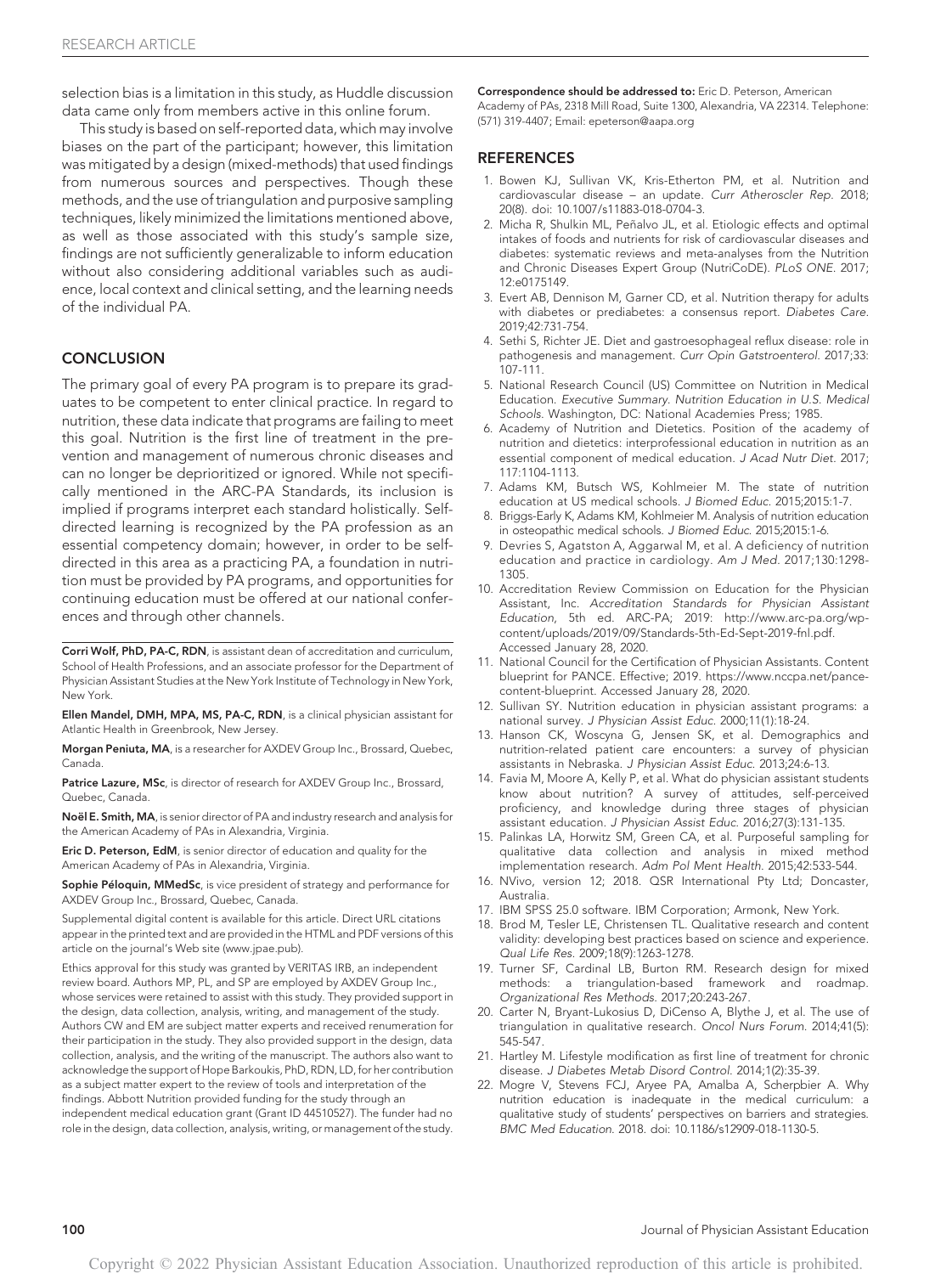selection bias is a limitation in this study, as Huddle discussion data came only from members active in this online forum.

This study is based on self-reported data, which may involve biases on the part of the participant; however, this limitation was mitigated by a design (mixed-methods) that used findings from numerous sources and perspectives. Though these methods, and the use of triangulation and purposive sampling techniques, likely minimized the limitations mentioned above, as well as those associated with this study's sample size, findings are not sufficiently generalizable to inform education without also considering additional variables such as audience, local context and clinical setting, and the learning needs of the individual PA.

## CONCLUSION

The primary goal of every PA program is to prepare its graduates to be competent to enter clinical practice. In regard to nutrition, these data indicate that programs are failing to meet this goal. Nutrition is the first line of treatment in the prevention and management of numerous chronic diseases and can no longer be deprioritized or ignored. While not specifically mentioned in the ARC-PA Standards, its inclusion is implied if programs interpret each standard holistically. Self-directed learning is recognized by the PA profession as an essential competency domain; however, in order to be self-directed in this area as a practicing PA, a foundation in nutrition must be provided by PA programs, and opportunities for continuing education must be offered at our national conferences and through other channels.

**Corri Wolf, PhD, PA-C, RDN**, is assistant dean of accreditation and curriculum, School of Health Professions, and an associate professor for the Department of Physician Assistant Studies at the New York Institute of Technology in New York, New York.

**Ellen Mandel, DMH, MPA, MS, PA-C, RDN**, is a clinical physician assistant for Atlantic Health in Greenbrook, New Jersey.

**Morgan Peniuta, MA**, is a researcher for AXDEV Group Inc., Brossard, Quebec, Canada.

**Patrice Lazure, MSc**, is director of research for AXDEV Group Inc., Brossard, Quebec, Canada.

**Noël E. Smith, MA**, is senior director of PA and industry research and analysis for the American Academy of PAs in Alexandria, Virginia.

**Eric D. Peterson, EdM**, is senior director of education and quality for the American Academy of PAs in Alexandria, Virginia.

**Sophie Péloquin, MMedSc**, is vice president of strategy and performance for AXDEV Group Inc., Brossard, Quebec, Canada.

Supplemental digital content is available for this article. Direct URL citations appear in the printed text and are provided in the HTML and PDF versions of this article on the journal's Web site (www.jpae.pub).

Ethics approval for this study was granted by VERITAS IRB, an independent review board. Authors MP, PL, and SP are employed by AXDEV Group Inc., whose services were retained to assist with this study. They provided support in the design, data collection, analysis, writing, and management of the study. Authors CW and EM are subject matter experts and received renumeration for their participation in the study. They also provided support in the design, data collection, analysis, and the writing of the manuscript. The authors also want to acknowledge the support of Hope Barkoukis, PhD, RDN, LD, for her contribution as a subject matter expert to the review of tools and interpretation of the findings. Abbott Nutrition provided funding for the study through an independent medical education grant (Grant ID 44510527). The funder had no role in the design, data collection, analysis, writing, or management of the study.

**Correspondence should be addressed to:** Eric D. Peterson, American Academy of PAs, 2318 Mill Road, Suite 1300, Alexandria, VA 22314. Telephone: (571) 319-4407; Email: epeterson@aapa.org

## REFERENCES

1. Bowen KJ, Sullivan VK, Kris-Etherton PM, et al. Nutrition and cardiovascular disease – an update. *Curr Atheroscler Rep.* 2018; 20(8). doi: 10.1007/s11883-018-0704-3.
2. Micha R, Shulkin ML, Peñalvo JL, et al. Etiologic effects and optimal intakes of foods and nutrients for risk of cardiovascular diseases and diabetes: systematic reviews and meta-analyses from the Nutrition and Chronic Diseases Expert Group (NutriCoDE). *PLoS ONE.* 2017; 12:e0175149.
3. Evert AB, Dennison M, Garner CD, et al. Nutrition therapy for adults with diabetes or prediabetes: a consensus report. *Diabetes Care.* 2019;42:731-754.
4. Sethi S, Richter JE. Diet and gastroesophageal reflux disease: role in pathogenesis and management. *Curr Opin Gatstroenterol.* 2017;33: 107-111.
5. National Research Council (US) Committee on Nutrition in Medical Education. *Executive Summary. Nutrition Education in U.S. Medical Schools.* Washington, DC: National Academies Press; 1985.
6. Academy of Nutrition and Dietetics. Position of the academy of nutrition and dietetics: interprofessional education in nutrition as an essential component of medical education. *J Acad Nutr Diet.* 2017; 117:1104-1113.
7. Adams KM, Butsch WS, Kohlmeier M. The state of nutrition education at US medical schools. *J Biomed Educ.* 2015;2015:1-7.
8. Briggs-Early K, Adams KM, Kohlmeier M. Analysis of nutrition education in osteopathic medical schools. *J Biomed Educ.* 2015;2015:1-6.
9. Devries S, Agatston A, Aggarwal M, et al. A deficiency of nutrition education and practice in cardiology. *Am J Med.* 2017;130:1298-1305.
10. Accreditation Review Commission on Education for the Physician Assistant, Inc. *Accreditation Standards for Physician Assistant Education*, 5th ed. ARC-PA; 2019: http://www.arc-pa.org/wp-content/uploads/2019/09/Standards-5th-Ed-Sept-2019-fnl.pdf. Accessed January 28, 2020.
11. National Council for the Certification of Physician Assistants. Content blueprint for PANCE. Effective; 2019. https://www.nccpa.net/pance-content-blueprint. Accessed January 28, 2020.
12. Sullivan SY. Nutrition education in physician assistant programs: a national survey. *J Physician Assist Educ.* 2000;11(1):18-24.
13. Hanson CK, Woscyna G, Jensen SK, et al. Demographics and nutrition-related patient care encounters: a survey of physician assistants in Nebraska. *J Physician Assist Educ.* 2013;24:6-13.
14. Favia M, Moore A, Kelly P, et al. What do physician assistant students know about nutrition? A survey of attitudes, self-perceived proficiency, and knowledge during three stages of physician assistant education. *J Physician Assist Educ.* 2016;27(3):131-135.
15. Palinkas LA, Horwitz SM, Green CA, et al. Purposeful sampling for qualitative data collection and analysis in mixed method implementation research. *Adm Pol Ment Health.* 2015;42:533-544.
16. NVivo, version 12; 2018. QSR International Pty Ltd; Doncaster, Australia.
17. IBM SPSS 25.0 software. IBM Corporation; Armonk, New York.
18. Brod M, Tesler LE, Christensen TL. Qualitative research and content validity: developing best practices based on science and experience. *Qual Life Res.* 2009;18(9):1263-1278.
19. Turner SF, Cardinal LB, Burton RM. Research design for mixed methods: a triangulation-based framework and roadmap. *Organizational Res Methods.* 2017;20:243-267.
20. Carter N, Bryant-Lukosius D, DiCenso A, Blythe J, et al. The use of triangulation in qualitative research. *Oncol Nurs Forum.* 2014;41(5): 545-547.
21. Hartley M. Lifestyle modification as first line of treatment for chronic disease. *J Diabetes Metab Disord Control.* 2014;1(2):35-39.
22. Mogre V, Stevens FCJ, Aryee PA, Amalba A, Scherpbier A. Why nutrition education is inadequate in the medical curriculum: a qualitative study of students' perspectives on barriers and strategies. *BMC Med Education.* 2018. doi: 10.1186/s12909-018-1130-5.